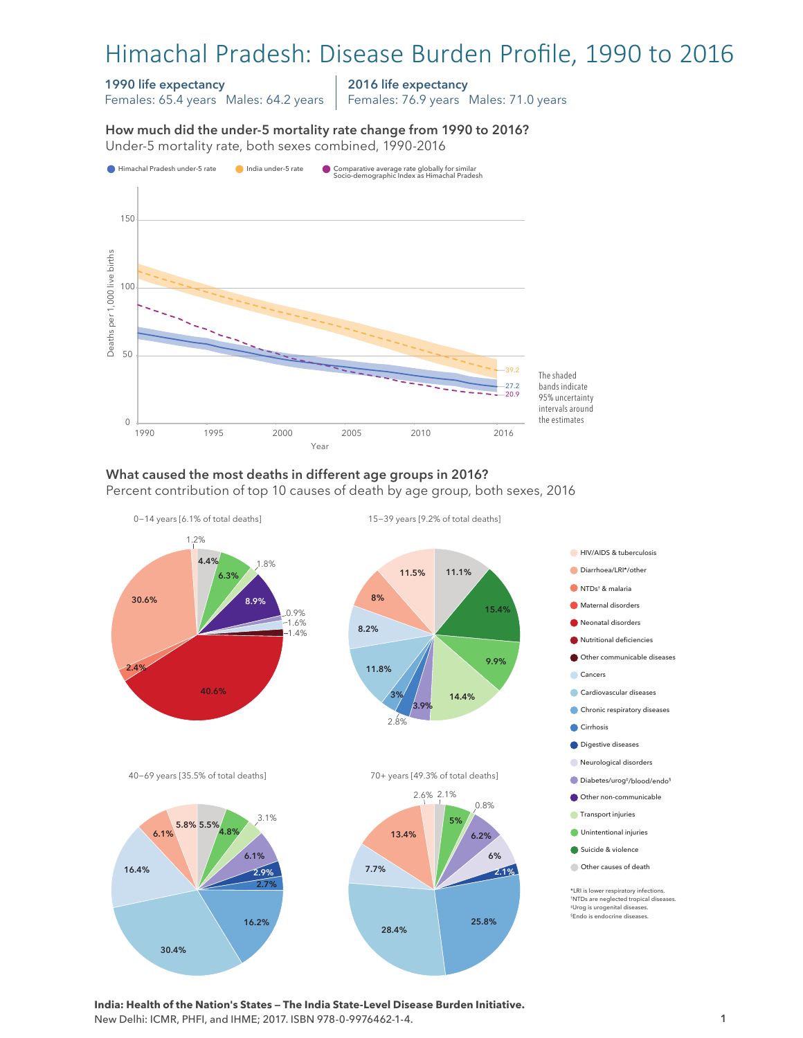# Himachal Pradesh: Disease Burden Profile, 1990 to 2016

**1990 life expectancy**
Females: 65.4 years   Males: 64.2 years

**2016 life expectancy**
Females: 76.9 years   Males: 71.0 years

### How much did the under-5 mortality rate change from 1990 to 2016?

Under-5 mortality rate, both sexes combined, 1990-2016

Legend: Himachal Pradesh under-5 rate; India under-5 rate; Comparative average rate globally for similar Socio-demographic Index as Himachal Pradesh

Y-axis: Deaths per 1,000 live births (0, 50, 100, 150)
X-axis: Year (1990, 1995, 2000, 2005, 2010, 2016)

2016 values: India 39.2; Himachal Pradesh 27.2; Comparative global average 20.9

The shaded bands indicate 95% uncertainty intervals around the estimates

### What caused the most deaths in different age groups in 2016?

Percent contribution of top 10 causes of death by age group, both sexes, 2016

**0–14 years [6.1% of total deaths]**

| Cause | Percent |
|---|---|
| Neonatal disorders | 40.6% |
| Diarrhoea/LRI*/other | 30.6% |
| Other non-communicable | 8.9% |
| Unintentional injuries | 6.3% |
| Other causes of death | 4.4% |
| NTDs† & malaria | 2.4% |
| Transport injuries | 1.8% |
| Cancers | 1.6% |
| Other communicable diseases | 1.4% |
| HIV/AIDS & tuberculosis | 1.2% |
| Diabetes/urog‡/blood/endo§ | 0.9% |

**15–39 years [9.2% of total deaths]**

| Cause | Percent |
|---|---|
| Suicide & violence | 15.4% |
| Transport injuries | 14.4% |
| Cardiovascular diseases | 11.8% |
| HIV/AIDS & tuberculosis | 11.5% |
| Other causes of death | 11.1% |
| Unintentional injuries | 9.9% |
| Cancers | 8.2% |
| Diarrhoea/LRI*/other | 8% |
| Diabetes/urog‡/blood/endo§ | 3.9% |
| Chronic respiratory diseases | 3% |
| Cirrhosis | 2.8% |

**40–69 years [35.5% of total deaths]**

| Cause | Percent |
|---|---|
| Cardiovascular diseases | 30.4% |
| Cancers | 16.4% |
| Chronic respiratory diseases | 16.2% |
| Diarrhoea/LRI*/other | 6.1% |
| Diabetes/urog‡/blood/endo§ | 6.1% |
| HIV/AIDS & tuberculosis | 5.8% |
| Other causes of death | 5.5% |
| Unintentional injuries | 4.8% |
| Transport injuries | 3.1% |
| Digestive diseases | 2.9% |
| Cirrhosis | 2.7% |

**70+ years [49.3% of total deaths]**

| Cause | Percent |
|---|---|
| Cardiovascular diseases | 28.4% |
| Chronic respiratory diseases | 25.8% |
| Diarrhoea/LRI*/other | 13.4% |
| Cancers | 7.7% |
| Diabetes/urog‡/blood/endo§ | 6.2% |
| Neurological disorders | 6% |
| Unintentional injuries | 5% |
| HIV/AIDS & tuberculosis | 2.6% |
| Other causes of death | 2.1% |
| Digestive diseases | 2.1% |
| Transport injuries | 0.8% |

Legend: HIV/AIDS & tuberculosis; Diarrhoea/LRI*/other; NTDs† & malaria; Maternal disorders; Neonatal disorders; Nutritional deficiencies; Other communicable diseases; Cancers; Cardiovascular diseases; Chronic respiratory diseases; Cirrhosis; Digestive diseases; Neurological disorders; Diabetes/urog‡/blood/endo§; Other non-communicable; Transport injuries; Unintentional injuries; Suicide & violence; Other causes of death

*LRI is lower respiratory infections.
†NTDs are neglected tropical diseases.
‡Urog is urogenital diseases.
§Endo is endocrine diseases.

**India: Health of the Nation's States — The India State-Level Disease Burden Initiative.**
New Delhi: ICMR, PHFI, and IHME; 2017. ISBN 978-0-9976462-1-4.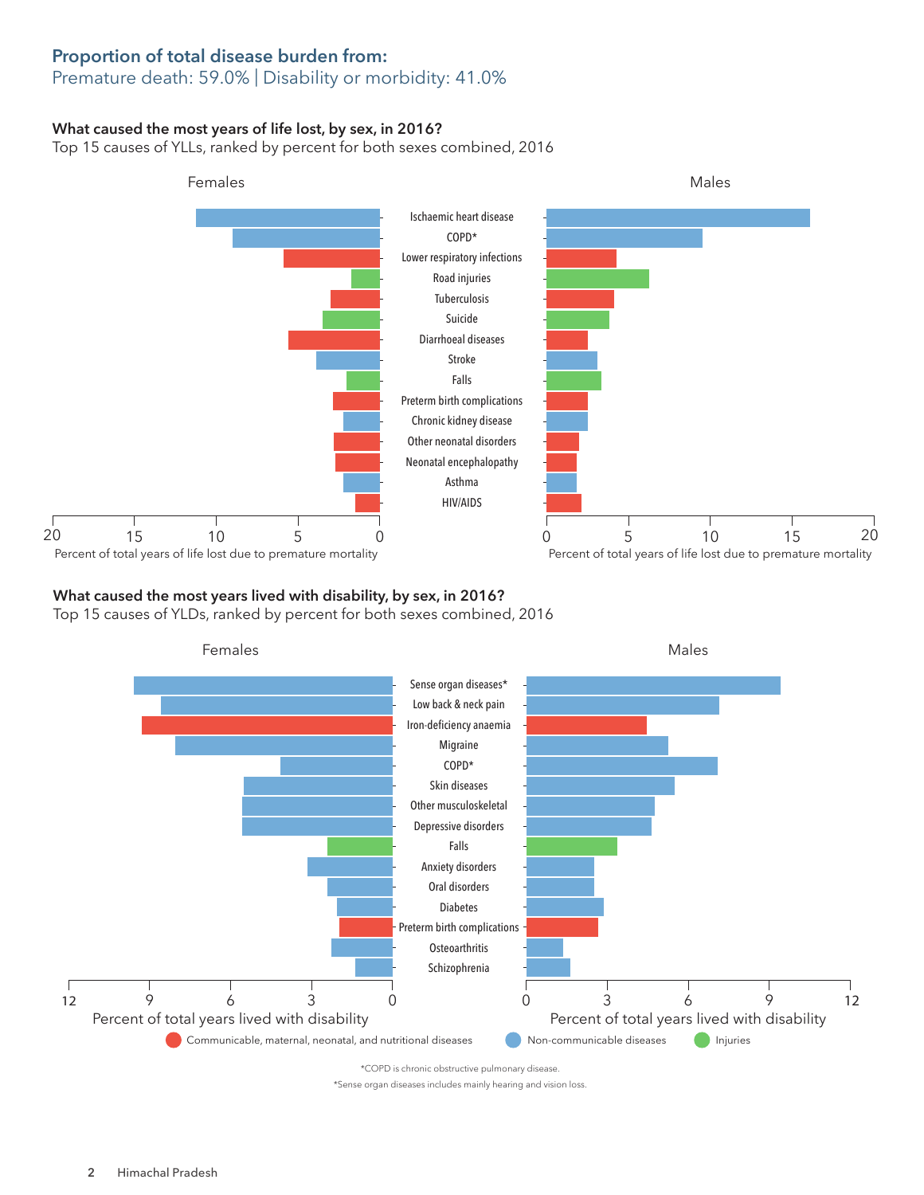## Proportion of total disease burden from:

Premature death: 59.0% | Disability or morbidity: 41.0%

### What caused the most years of life lost, by sex, in 2016?

Top 15 causes of YLLs, ranked by percent for both sexes combined, 2016

Females | Males

- Ischaemic heart disease
- COPD*
- Lower respiratory infections
- Road injuries
- Tuberculosis
- Suicide
- Diarrhoeal diseases
- Stroke
- Falls
- Preterm birth complications
- Chronic kidney disease
- Other neonatal disorders
- Neonatal encephalopathy
- Asthma
- HIV/AIDS

Percent of total years of life lost due to premature mortality (axis: 0–20)

### What caused the most years lived with disability, by sex, in 2016?

Top 15 causes of YLDs, ranked by percent for both sexes combined, 2016

Females | Males

- Sense organ diseases*
- Low back & neck pain
- Iron-deficiency anaemia
- Migraine
- COPD*
- Skin diseases
- Other musculoskeletal
- Depressive disorders
- Falls
- Anxiety disorders
- Oral disorders
- Diabetes
- Preterm birth complications
- Osteoarthritis
- Schizophrenia

Percent of total years lived with disability (axis: 0–12)

Legend: Communicable, maternal, neonatal, and nutritional diseases | Non-communicable diseases | Injuries

*COPD is chronic obstructive pulmonary disease.

*Sense organ diseases includes mainly hearing and vision loss.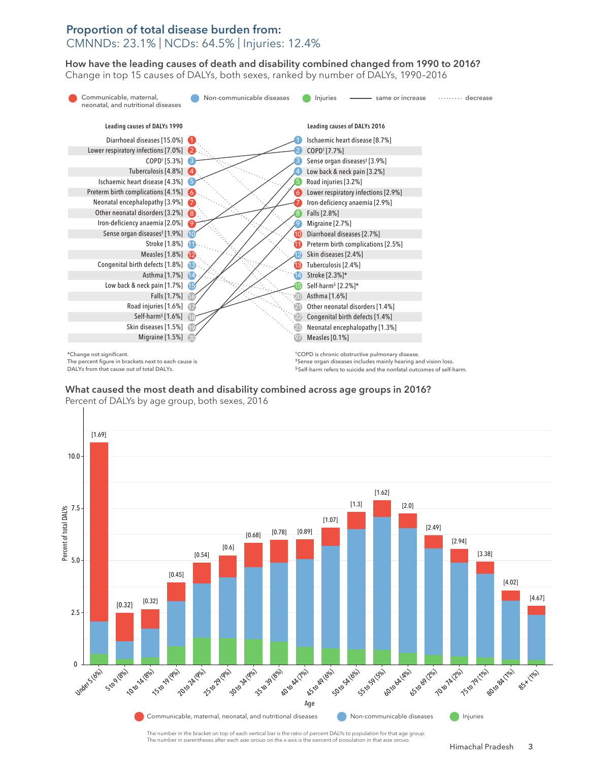## Proportion of total disease burden from:

CMNNDs: 23.1% | NCDs: 64.5% | Injuries: 12.4%

### How have the leading causes of death and disability combined changed from 1990 to 2016?

Change in top 15 causes of DALYs, both sexes, ranked by number of DALYs, 1990–2016

Legend: Communicable, maternal, neonatal, and nutritional diseases | Non-communicable diseases | Injuries | —— same or increase | ········ decrease

| Rank | Leading causes of DALYs 1990 | Rank | Leading causes of DALYs 2016 |
|---|---|---|---|
| 1 | Diarrhoeal diseases [15.0%] | 1 | Ischaemic heart disease [8.7%] |
| 2 | Lower respiratory infections [7.0%] | 2 | COPD† [7.7%] |
| 3 | COPD† [5.3%] | 3 | Sense organ diseases‡ [3.9%] |
| 4 | Tuberculosis [4.8%] | 4 | Low back & neck pain [3.2%] |
| 5 | Ischaemic heart disease [4.3%] | 5 | Road injuries [3.2%] |
| 6 | Preterm birth complications [4.1%] | 6 | Lower respiratory infections [2.9%] |
| 7 | Neonatal encephalopathy [3.9%] | 7 | Iron-deficiency anaemia [2.9%] |
| 8 | Other neonatal disorders [3.2%] | 8 | Falls [2.8%] |
| 9 | Iron-deficiency anaemia [2.0%] | 9 | Migraine [2.7%] |
| 10 | Sense organ diseases‡ [1.9%] | 10 | Diarrhoeal diseases [2.7%] |
| 11 | Stroke [1.8%] | 11 | Preterm birth complications [2.5%] |
| 12 | Measles [1.8%] | 12 | Skin diseases [2.4%] |
| 13 | Congenital birth defects [1.8%] | 13 | Tuberculosis [2.4%] |
| 14 | Asthma [1.7%] | 14 | Stroke [2.3%]* |
| 15 | Low back & neck pain [1.7%] | 15 | Self-harm§ [2.2%]* |
| 16 | Falls [1.7%] | 20 | Asthma [1.6%] |
| 17 | Road injuries [1.6%] | 21 | Other neonatal disorders [1.4%] |
| 18 | Self-harm§ [1.6%] | 22 | Congenital birth defects [1.4%] |
| 19 | Skin diseases [1.5%] | 23 | Neonatal encephalopathy [1.3%] |
| 20 | Migraine [1.5%] | 97 | Measles [0.1%] |

*Change not significant.
The percent figure in brackets next to each cause is DALYs from that cause out of total DALYs.

†COPD is chronic obstructive pulmonary disease.
‡Sense organ diseases includes mainly hearing and vision loss.
§Self-harm refers to suicide and the nonfatal outcomes of self-harm.

### What caused the most death and disability combined across age groups in 2016?

Percent of DALYs by age group, both sexes, 2016

| Age (% of population) | Ratio of percent DALYs to population |
|---|---|
| Under 5 (6%) | 1.69 |
| 5 to 9 (8%) | 0.32 |
| 10 to 14 (8%) | 0.32 |
| 15 to 19 (9%) | 0.45 |
| 20 to 24 (9%) | 0.54 |
| 25 to 29 (9%) | 0.6 |
| 30 to 34 (9%) | 0.68 |
| 35 to 39 (8%) | 0.78 |
| 40 to 44 (7%) | 0.89 |
| 45 to 49 (6%) | 1.07 |
| 50 to 54 (6%) | 1.3 |
| 55 to 59 (5%) | 1.62 |
| 60 to 64 (4%) | 2.0 |
| 65 to 69 (2%) | 2.49 |
| 70 to 74 (2%) | 2.94 |
| 75 to 79 (1%) | 3.38 |
| 80 to 84 (1%) | 4.02 |
| 85+ (1%) | 4.67 |

Legend: Communicable, maternal, neonatal, and nutritional diseases | Non-communicable diseases | Injuries

The number in the bracket on top of each vertical bar is the ratio of percent DALYs to population for that age group.
The number in parentheses after each age group on the x-axis is the percent of population in that age group.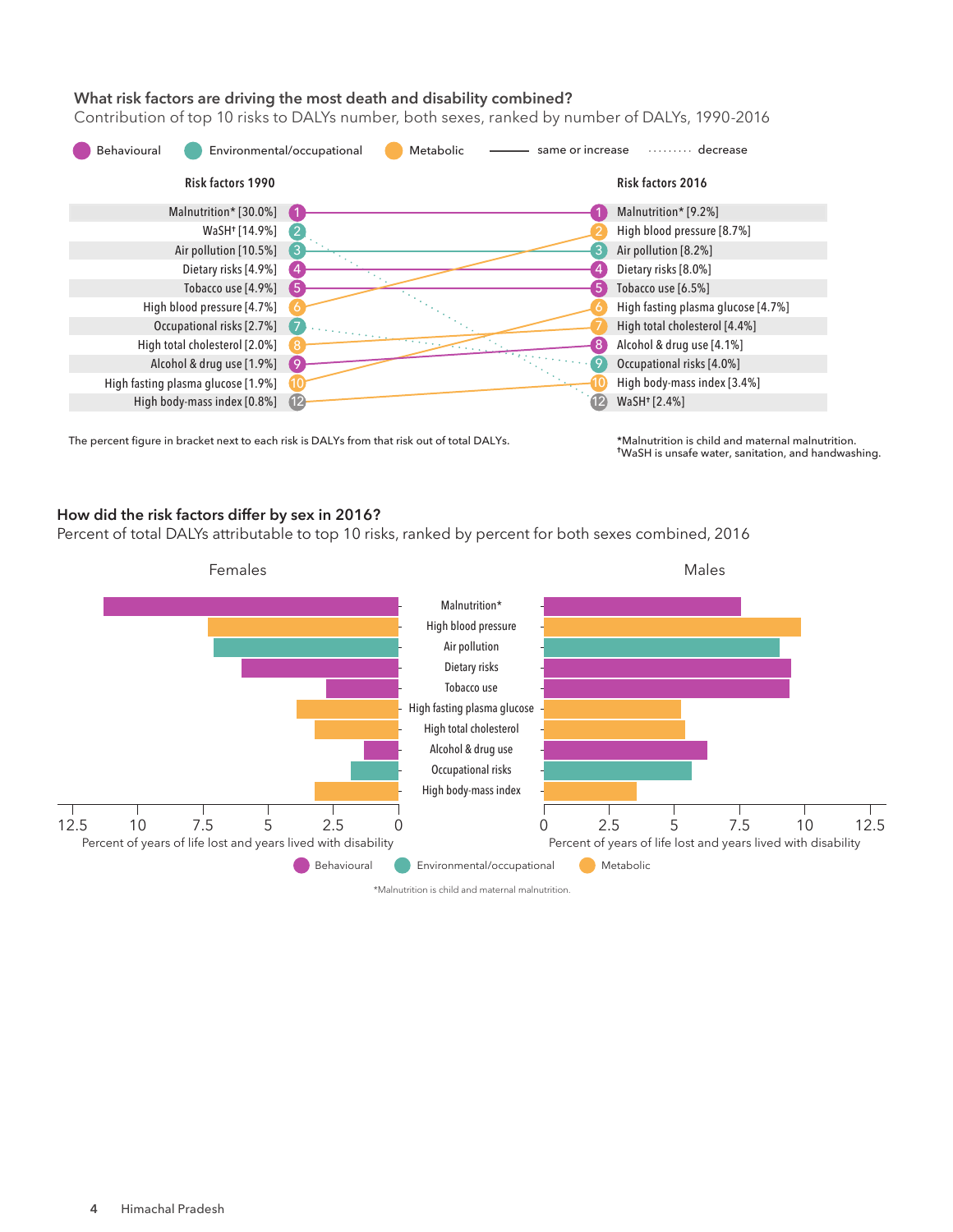## What risk factors are driving the most death and disability combined?

Contribution of top 10 risks to DALYs number, both sexes, ranked by number of DALYs, 1990-2016

Behavioural | Environmental/occupational | Metabolic | same or increase | decrease

**Risk factors 1990**

Malnutrition* [30.0%] 1
WaSH† [14.9%] 2
Air pollution [10.5%] 3
Dietary risks [4.9%] 4
Tobacco use [4.9%] 5
High blood pressure [4.7%] 6
Occupational risks [2.7%] 7
High total cholesterol [2.0%] 8
Alcohol & drug use [1.9%] 9
High fasting plasma glucose [1.9%] 10
High body-mass index [0.8%] 12

**Risk factors 2016**

1 Malnutrition* [9.2%]
2 High blood pressure [8.7%]
3 Air pollution [8.2%]
4 Dietary risks [8.0%]
5 Tobacco use [6.5%]
6 High fasting plasma glucose [4.7%]
7 High total cholesterol [4.4%]
8 Alcohol & drug use [4.1%]
9 Occupational risks [4.0%]
10 High body-mass index [3.4%]
12 WaSH† [2.4%]

The percent figure in bracket next to each risk is DALYs from that risk out of total DALYs.

*Malnutrition is child and maternal malnutrition.
†WaSH is unsafe water, sanitation, and handwashing.

## How did the risk factors differ by sex in 2016?

Percent of total DALYs attributable to top 10 risks, ranked by percent for both sexes combined, 2016

Females | Males

Malnutrition*
High blood pressure
Air pollution
Dietary risks
Tobacco use
High fasting plasma glucose
High total cholesterol
Alcohol & drug use
Occupational risks
High body-mass index

12.5 10 7.5 5 2.5 0 | 0 2.5 5 7.5 10 12.5

Percent of years of life lost and years lived with disability

Behavioural | Environmental/occupational | Metabolic

*Malnutrition is child and maternal malnutrition.